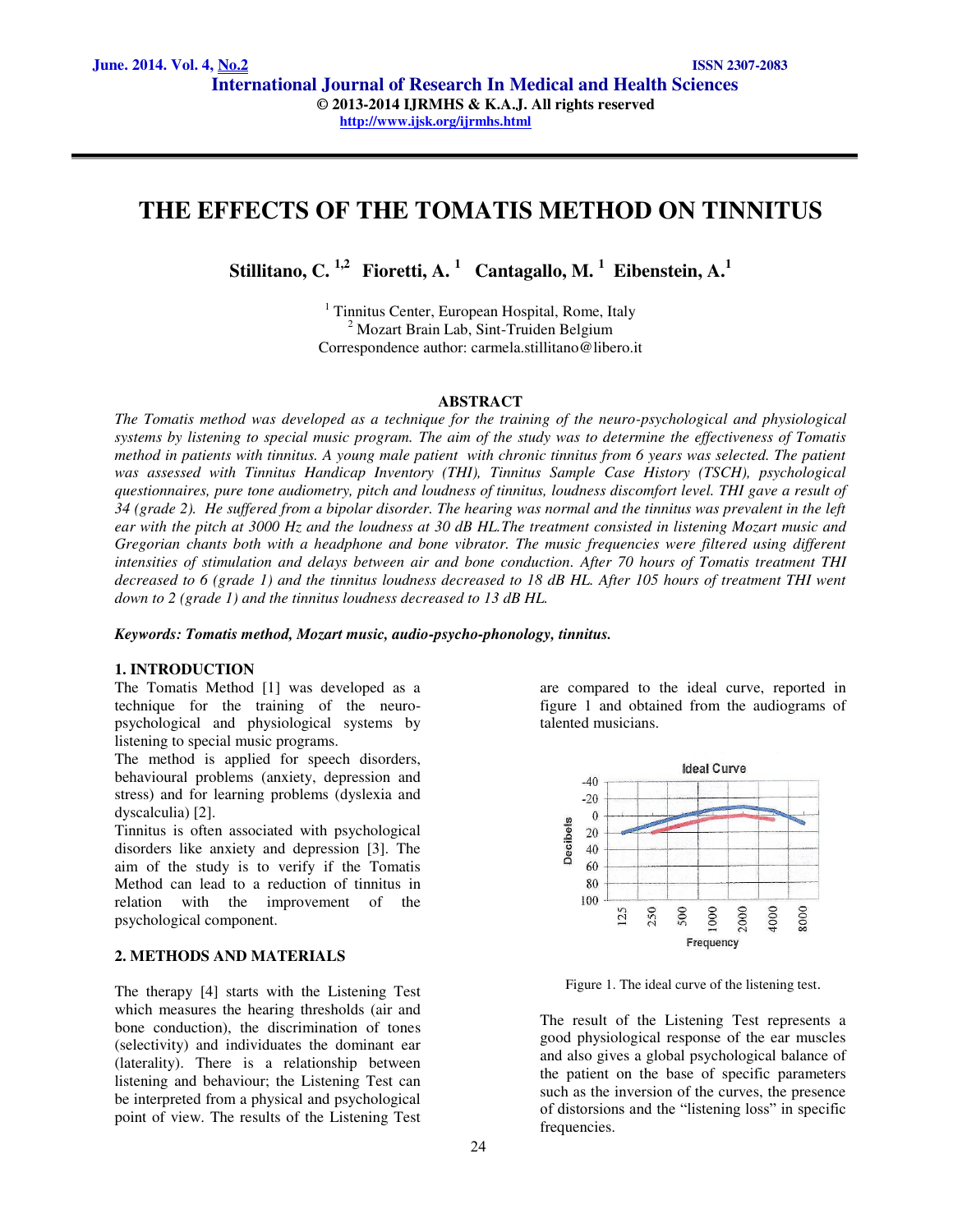# THE EFFECTS OF THE TOMATIS METHOD ON TINNITUS

**Stillitano, C.** [1,2] **Fioretti, A.** [1] **Cantagallo, M.** [1] **Eibenstein, A.** [1]

[1] Tinnitus Center, European Hospital, Rome, Italy
[2] Mozart Brain Lab, Sint-Truiden Belgium
Correspondence author: carmela.stillitano@libero.it

## ABSTRACT

*The Tomatis method was developed as a technique for the training of the neuro-psychological and physiological systems by listening to special music program. The aim of the study was to determine the effectiveness of Tomatis method in patients with tinnitus. A young male patient with chronic tinnitus from 6 years was selected. The patient was assessed with Tinnitus Handicap Inventory (THI), Tinnitus Sample Case History (TSCH), psychological questionnaires, pure tone audiometry, pitch and loudness of tinnitus, loudness discomfort level. THI gave a result of 34 (grade 2). He suffered from a bipolar disorder. The hearing was normal and the tinnitus was prevalent in the left ear with the pitch at 3000 Hz and the loudness at 30 dB HL.The treatment consisted in listening Mozart music and Gregorian chants both with a headphone and bone vibrator. The music frequencies were filtered using different intensities of stimulation and delays between air and bone conduction. After 70 hours of Tomatis treatment THI decreased to 6 (grade 1) and the tinnitus loudness decreased to 18 dB HL. After 105 hours of treatment THI went down to 2 (grade 1) and the tinnitus loudness decreased to 13 dB HL.*

***Keywords: Tomatis method, Mozart music, audio-psycho-phonology, tinnitus.***

## 1. INTRODUCTION

The Tomatis Method [1] was developed as a technique for the training of the neuro-psychological and physiological systems by listening to special music programs.

The method is applied for speech disorders, behavioural problems (anxiety, depression and stress) and for learning problems (dyslexia and dyscalculia) [2].

Tinnitus is often associated with psychological disorders like anxiety and depression [3]. The aim of the study is to verify if the Tomatis Method can lead to a reduction of tinnitus in relation with the improvement of the psychological component.

## 2. METHODS AND MATERIALS

The therapy [4] starts with the Listening Test which measures the hearing thresholds (air and bone conduction), the discrimination of tones (selectivity) and individuates the dominant ear (laterality). There is a relationship between listening and behaviour; the Listening Test can be interpreted from a physical and psychological point of view. The results of the Listening Test are compared to the ideal curve, reported in figure 1 and obtained from the audiograms of talented musicians.

Ideal Curve
Decibels
-40
-20
0
20
40
60
80
100
125
250
500
1000
2000
4000
8000
Frequency

Figure 1. The ideal curve of the listening test.

The result of the Listening Test represents a good physiological response of the ear muscles and also gives a global psychological balance of the patient on the base of specific parameters such as the inversion of the curves, the presence of distorsions and the "listening loss" in specific frequencies.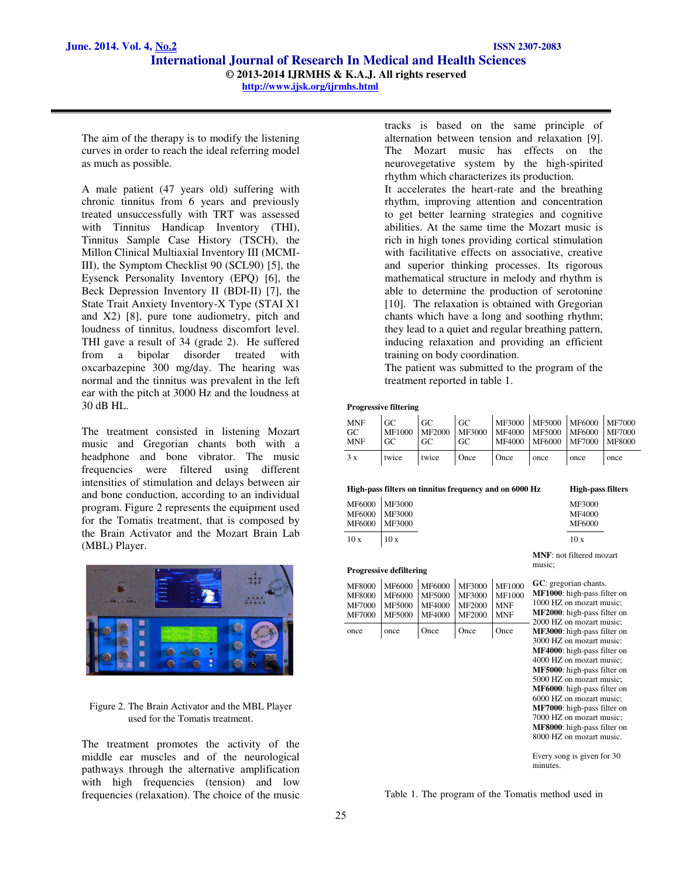The aim of the therapy is to modify the listening curves in order to reach the ideal referring model as much as possible.

A male patient (47 years old) suffering with chronic tinnitus from 6 years and previously treated unsuccessfully with TRT was assessed with Tinnitus Handicap Inventory (THI), Tinnitus Sample Case History (TSCH), the Millon Clinical Multiaxial Inventory III (MCMI-III), the Symptom Checklist 90 (SCL90) [5], the Eysenck Personality Inventory (EPQ) [6], the Beck Depression Inventory II (BDI-II) [7], the State Trait Anxiety Inventory-X Type (STAI X1 and X2) [8], pure tone audiometry, pitch and loudness of tinnitus, loudness discomfort level. THI gave a result of 34 (grade 2). He suffered from a bipolar disorder treated with oxcarbazepine 300 mg/day. The hearing was normal and the tinnitus was prevalent in the left ear with the pitch at 3000 Hz and the loudness at 30 dB HL.

The treatment consisted in listening Mozart music and Gregorian chants both with a headphone and bone vibrator. The music frequencies were filtered using different intensities of stimulation and delays between air and bone conduction, according to an individual program. Figure 2 represents the equipment used for the Tomatis treatment, that is composed by the Brain Activator and the Mozart Brain Lab (MBL) Player.

Figure 2. The Brain Activator and the MBL Player used for the Tomatis treatment.

The treatment promotes the activity of the middle ear muscles and of the neurological pathways through the alternative amplification with high frequencies (tension) and low frequencies (relaxation). The choice of the music tracks is based on the same principle of alternation between tension and relaxation [9]. The Mozart music has effects on the neurovegetative system by the high-spirited rhythm which characterizes its production.

It accelerates the heart-rate and the breathing rhythm, improving attention and concentration to get better learning strategies and cognitive abilities. At the same time the Mozart music is rich in high tones providing cortical stimulation with facilitative effects on associative, creative and superior thinking processes. Its rigorous mathematical structure in melody and rhythm is able to determine the production of serotonine [10]. The relaxation is obtained with Gregorian chants which have a long and soothing rhythm; they lead to a quiet and regular breathing pattern, inducing relaxation and providing an efficient training on body coordination.

The patient was submitted to the program of the treatment reported in table 1.

**Progressive filtering**

| | | | | | | | |
|---|---|---|---|---|---|---|---|
| MNF<br>GC<br>MNF | GC<br>MF1000<br>GC | GC<br>MF2000<br>GC | GC<br>MF3000<br>GC | MF3000<br>MF4000<br>MF4000 | MF5000<br>MF5000<br>MF6000 | MF6000<br>MF6000<br>MF7000 | MF7000<br>MF7000<br>MF8000 |
| 3 x | twice | twice | Once | Once | once | once | once |

**High-pass filters on tinnitus frequency and on 6000 Hz**

| | |
|---|---|
| MF6000<br>MF6000<br>MF6000 | MF3000<br>MF3000<br>MF3000 |
| 10 x | 10 x |

**High-pass filters**

| |
|---|
| MF3000<br>MF4000<br>MF6000 |
| 10 x |

**Progressive defiltering**

| | | | | |
|---|---|---|---|---|
| MF8000<br>MF8000<br>MF7000<br>MF7000 | MF6000<br>MF6000<br>MF5000<br>MF5000 | MF6000<br>MF5000<br>MF4000<br>MF4000 | MF3000<br>MF3000<br>MF2000<br>MF2000 | MF1000<br>MF1000<br>MNF<br>MNF |
| once | once | Once | Once | Once |

**MNF**: not filtered mozart music;
**GC**: gregorian chants.
**MF1000**: high-pass filter on 1000 HZ on mozart music;
**MF2000**: high-pass filter on 2000 HZ on mozart music;
**MF3000**: high-pass filter on 3000 HZ on mozart music:
**MF4000**: high-pass filter on 4000 HZ on mozart music;
**MF5000**: high-pass filter on 5000 HZ on mozart music;
**MF6000**: high-pass filter on 6000 HZ on mozart music;
**MF7000**: high-pass filter on 7000 HZ on mozart music;
**MF8000**: high-pass filter on 8000 HZ on mozart music.

Every song is given for 30 minutes.

Table 1. The program of the Tomatis method used in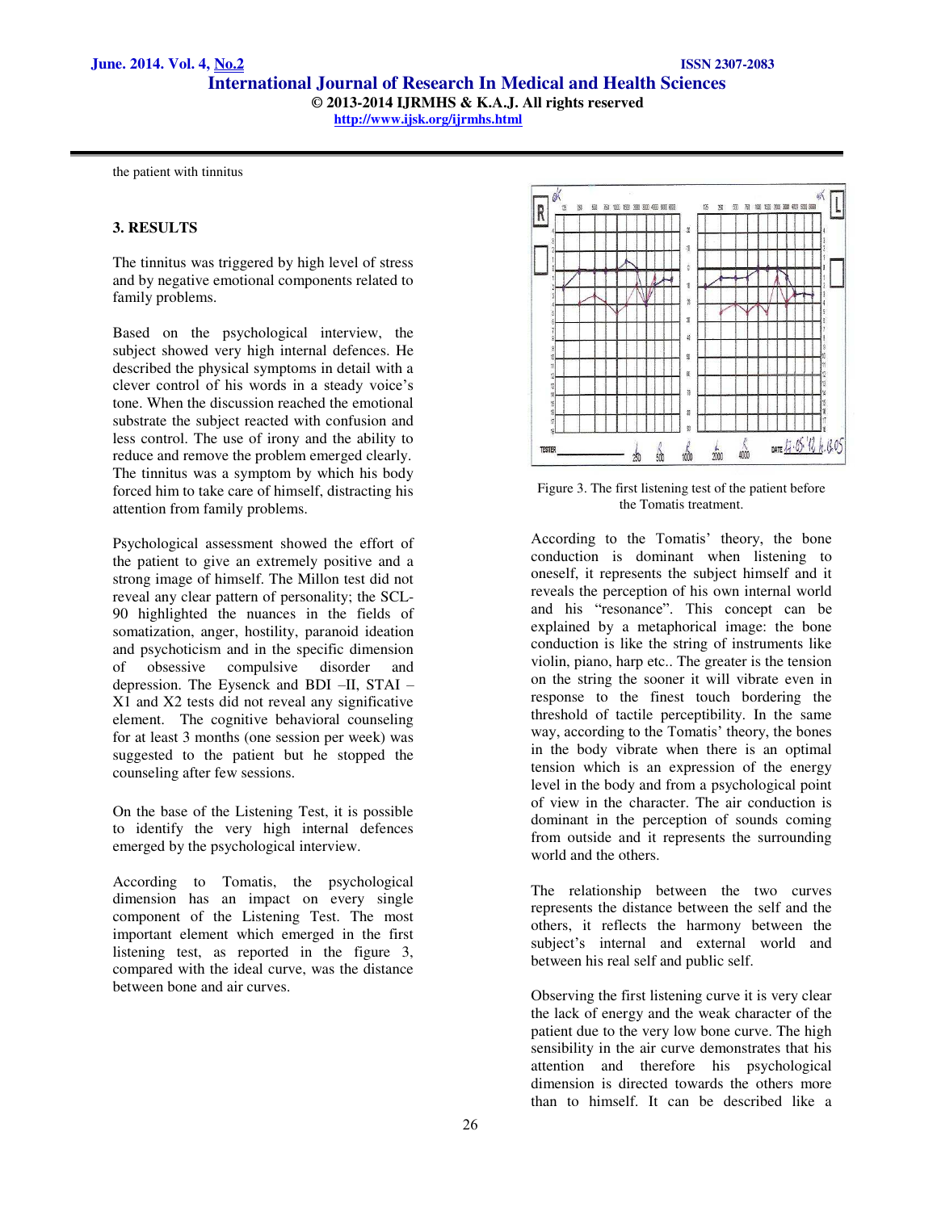the patient with tinnitus

## 3. RESULTS

The tinnitus was triggered by high level of stress and by negative emotional components related to family problems.

Based on the psychological interview, the subject showed very high internal defences. He described the physical symptoms in detail with a clever control of his words in a steady voice's tone. When the discussion reached the emotional substrate the subject reacted with confusion and less control. The use of irony and the ability to reduce and remove the problem emerged clearly. The tinnitus was a symptom by which his body forced him to take care of himself, distracting his attention from family problems.

Psychological assessment showed the effort of the patient to give an extremely positive and a strong image of himself. The Millon test did not reveal any clear pattern of personality; the SCL-90 highlighted the nuances in the fields of somatization, anger, hostility, paranoid ideation and psychoticism and in the specific dimension of obsessive compulsive disorder and depression. The Eysenck and BDI –II, STAI – X1 and X2 tests did not reveal any significative element. The cognitive behavioral counseling for at least 3 months (one session per week) was suggested to the patient but he stopped the counseling after few sessions.

On the base of the Listening Test, it is possible to identify the very high internal defences emerged by the psychological interview.

According to Tomatis, the psychological dimension has an impact on every single component of the Listening Test. The most important element which emerged in the first listening test, as reported in the figure 3, compared with the ideal curve, was the distance between bone and air curves.

Figure 3. The first listening test of the patient before the Tomatis treatment.

According to the Tomatis' theory, the bone conduction is dominant when listening to oneself, it represents the subject himself and it reveals the perception of his own internal world and his "resonance". This concept can be explained by a metaphorical image: the bone conduction is like the string of instruments like violin, piano, harp etc.. The greater is the tension on the string the sooner it will vibrate even in response to the finest touch bordering the threshold of tactile perceptibility. In the same way, according to the Tomatis' theory, the bones in the body vibrate when there is an optimal tension which is an expression of the energy level in the body and from a psychological point of view in the character. The air conduction is dominant in the perception of sounds coming from outside and it represents the surrounding world and the others.

The relationship between the two curves represents the distance between the self and the others, it reflects the harmony between the subject's internal and external world and between his real self and public self.

Observing the first listening curve it is very clear the lack of energy and the weak character of the patient due to the very low bone curve. The high sensibility in the air curve demonstrates that his attention and therefore his psychological dimension is directed towards the others more than to himself. It can be described like a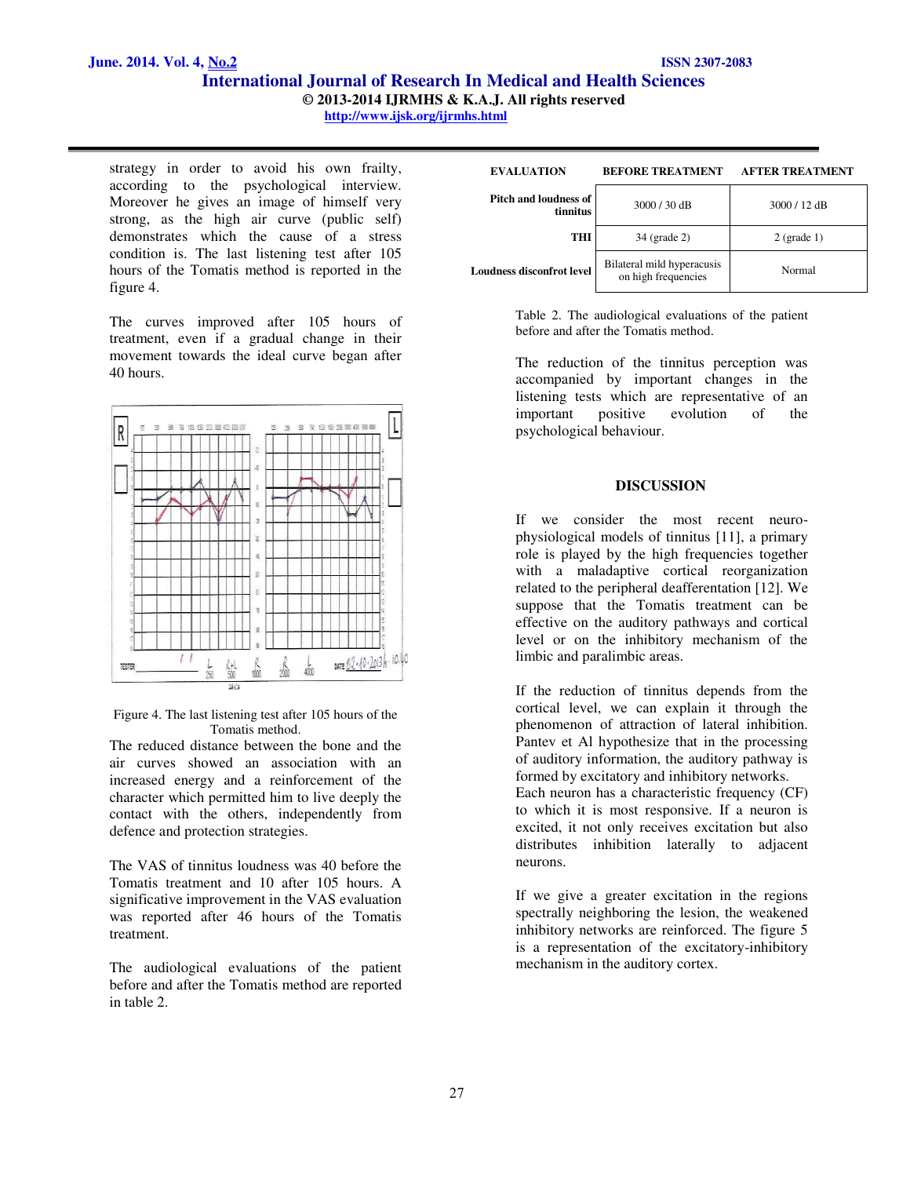strategy in order to avoid his own frailty, according to the psychological interview. Moreover he gives an image of himself very strong, as the high air curve (public self) demonstrates which the cause of a stress condition is. The last listening test after 105 hours of the Tomatis method is reported in the figure 4.

The curves improved after 105 hours of treatment, even if a gradual change in their movement towards the ideal curve began after 40 hours.

Figure 4. The last listening test after 105 hours of the Tomatis method.

The reduced distance between the bone and the air curves showed an association with an increased energy and a reinforcement of the character which permitted him to live deeply the contact with the others, independently from defence and protection strategies.

The VAS of tinnitus loudness was 40 before the Tomatis treatment and 10 after 105 hours. A significative improvement in the VAS evaluation was reported after 46 hours of the Tomatis treatment.

The audiological evaluations of the patient before and after the Tomatis method are reported in table 2.

| EVALUATION | BEFORE TREATMENT | AFTER TREATMENT |
|---|---|---|
| Pitch and loudness of tinnitus | 3000 / 30 dB | 3000 / 12 dB |
| THI | 34 (grade 2) | 2 (grade 1) |
| Loudness disconfrot level | Bilateral mild hyperacusis on high frequencies | Normal |

Table 2. The audiological evaluations of the patient before and after the Tomatis method.

The reduction of the tinnitus perception was accompanied by important changes in the listening tests which are representative of an important positive evolution of the psychological behaviour.

## DISCUSSION

If we consider the most recent neuro-physiological models of tinnitus [11], a primary role is played by the high frequencies together with a maladaptive cortical reorganization related to the peripheral deafferentation [12]. We suppose that the Tomatis treatment can be effective on the auditory pathways and cortical level or on the inhibitory mechanism of the limbic and paralimbic areas.

If the reduction of tinnitus depends from the cortical level, we can explain it through the phenomenon of attraction of lateral inhibition. Pantev et Al hypothesize that in the processing of auditory information, the auditory pathway is formed by excitatory and inhibitory networks. Each neuron has a characteristic frequency (CF) to which it is most responsive. If a neuron is excited, it not only receives excitation but also distributes inhibition laterally to adjacent neurons.

If we give a greater excitation in the regions spectrally neighboring the lesion, the weakened inhibitory networks are reinforced. The figure 5 is a representation of the excitatory-inhibitory mechanism in the auditory cortex.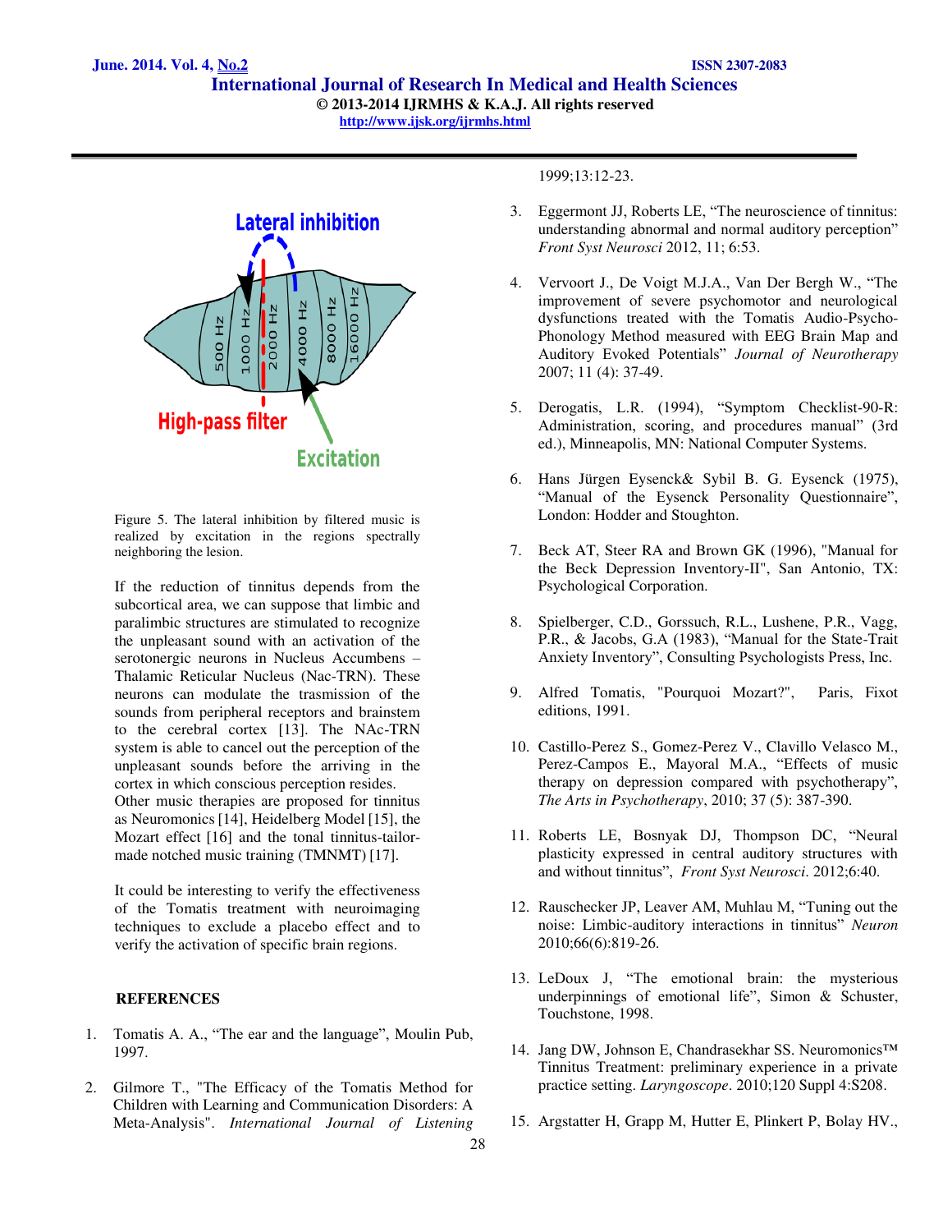Lateral inhibition

500 Hz
1000 Hz
2000 Hz
4000 Hz
8000 Hz
16000 Hz

High-pass filter

Excitation

Figure 5. The lateral inhibition by filtered music is realized by excitation in the regions spectrally neighboring the lesion.

If the reduction of tinnitus depends from the subcortical area, we can suppose that limbic and paralimbic structures are stimulated to recognize the unpleasant sound with an activation of the serotonergic neurons in Nucleus Accumbens – Thalamic Reticular Nucleus (Nac-TRN). These neurons can modulate the trasmission of the sounds from peripheral receptors and brainstem to the cerebral cortex [13]. The NAc-TRN system is able to cancel out the perception of the unpleasant sounds before the arriving in the cortex in which conscious perception resides. Other music therapies are proposed for tinnitus as Neuromonics [14], Heidelberg Model [15], the Mozart effect [16] and the tonal tinnitus-tailor-made notched music training (TMNMT) [17].

It could be interesting to verify the effectiveness of the Tomatis treatment with neuroimaging techniques to exclude a placebo effect and to verify the activation of specific brain regions.

## REFERENCES

1. Tomatis A. A., "The ear and the language", Moulin Pub, 1997.
2. Gilmore T., "The Efficacy of the Tomatis Method for Children with Learning and Communication Disorders: A Meta-Analysis". *International Journal of Listening* 1999;13:12-23.
3. Eggermont JJ, Roberts LE, "The neuroscience of tinnitus: understanding abnormal and normal auditory perception" *Front Syst Neurosci* 2012, 11; 6:53.
4. Vervoort J., De Voigt M.J.A., Van Der Bergh W., "The improvement of severe psychomotor and neurological dysfunctions treated with the Tomatis Audio-Psycho-Phonology Method measured with EEG Brain Map and Auditory Evoked Potentials" *Journal of Neurotherapy* 2007; 11 (4): 37-49.
5. Derogatis, L.R. (1994), "Symptom Checklist-90-R: Administration, scoring, and procedures manual" (3rd ed.), Minneapolis, MN: National Computer Systems.
6. Hans Jürgen Eysenck& Sybil B. G. Eysenck (1975), "Manual of the Eysenck Personality Questionnaire", London: Hodder and Stoughton.
7. Beck AT, Steer RA and Brown GK (1996), "Manual for the Beck Depression Inventory-II", San Antonio, TX: Psychological Corporation.
8. Spielberger, C.D., Gorssuch, R.L., Lushene, P.R., Vagg, P.R., & Jacobs, G.A (1983), "Manual for the State-Trait Anxiety Inventory", Consulting Psychologists Press, Inc.
9. Alfred Tomatis, "Pourquoi Mozart?", Paris, Fixot editions, 1991.
10. Castillo-Perez S., Gomez-Perez V., Clavillo Velasco M., Perez-Campos E., Mayoral M.A., "Effects of music therapy on depression compared with psychotherapy", *The Arts in Psychotherapy*, 2010; 37 (5): 387-390.
11. Roberts LE, Bosnyak DJ, Thompson DC, "Neural plasticity expressed in central auditory structures with and without tinnitus", *Front Syst Neurosci*. 2012;6:40.
12. Rauschecker JP, Leaver AM, Muhlau M, "Tuning out the noise: Limbic-auditory interactions in tinnitus" *Neuron* 2010;66(6):819-26.
13. LeDoux J, "The emotional brain: the mysterious underpinnings of emotional life", Simon & Schuster, Touchstone, 1998.
14. Jang DW, Johnson E, Chandrasekhar SS. Neuromonics™ Tinnitus Treatment: preliminary experience in a private practice setting. *Laryngoscope*. 2010;120 Suppl 4:S208.
15. Argstatter H, Grapp M, Hutter E, Plinkert P, Bolay HV.,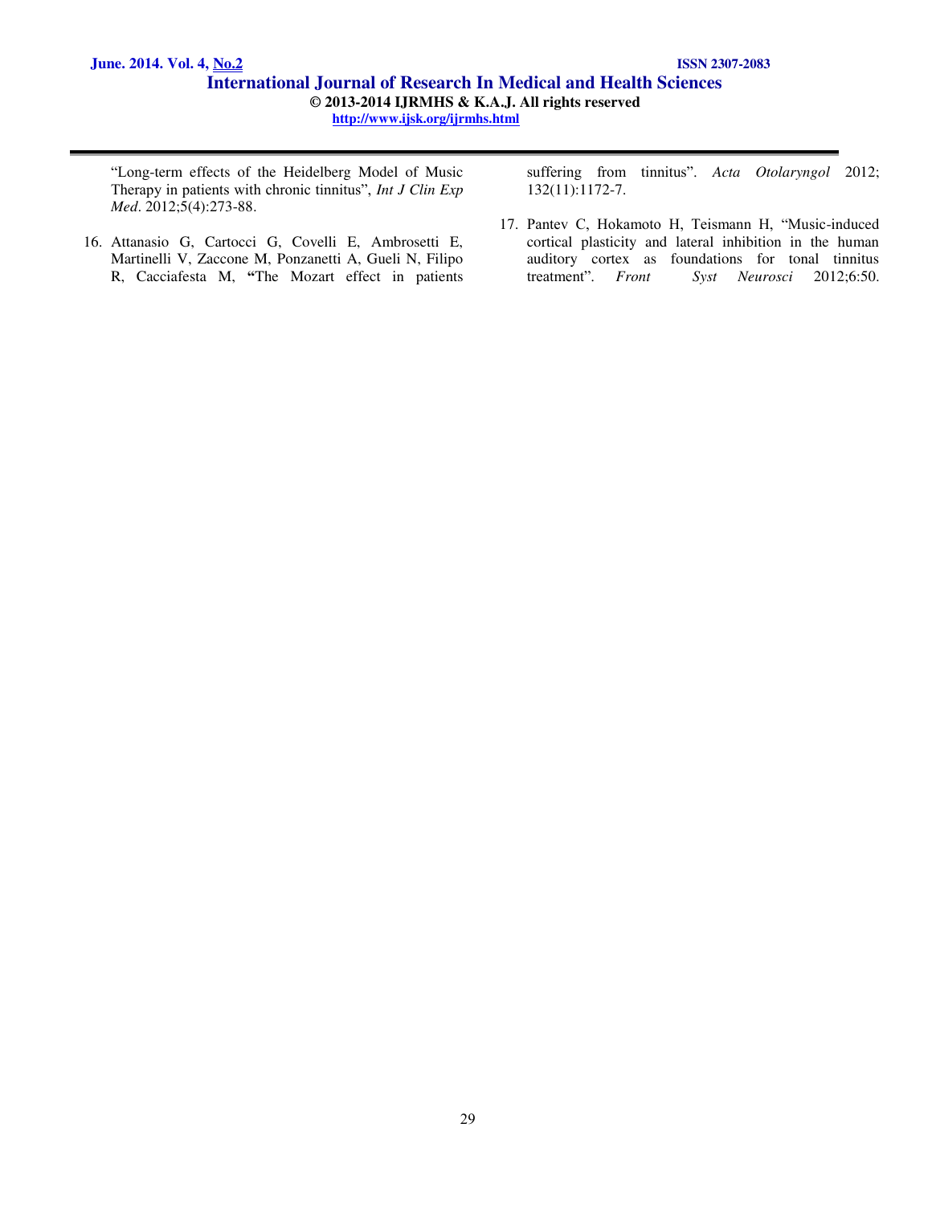"Long-term effects of the Heidelberg Model of Music Therapy in patients with chronic tinnitus", *Int J Clin Exp Med*. 2012;5(4):273-88.

16. Attanasio G, Cartocci G, Covelli E, Ambrosetti E, Martinelli V, Zaccone M, Ponzanetti A, Gueli N, Filipo R, Cacciafesta M, "The Mozart effect in patients suffering from tinnitus". *Acta Otolaryngol* 2012; 132(11):1172-7.

17. Pantev C, Hokamoto H, Teismann H, "Music-induced cortical plasticity and lateral inhibition in the human auditory cortex as foundations for tonal tinnitus treatment". *Front Syst Neurosci* 2012;6:50.